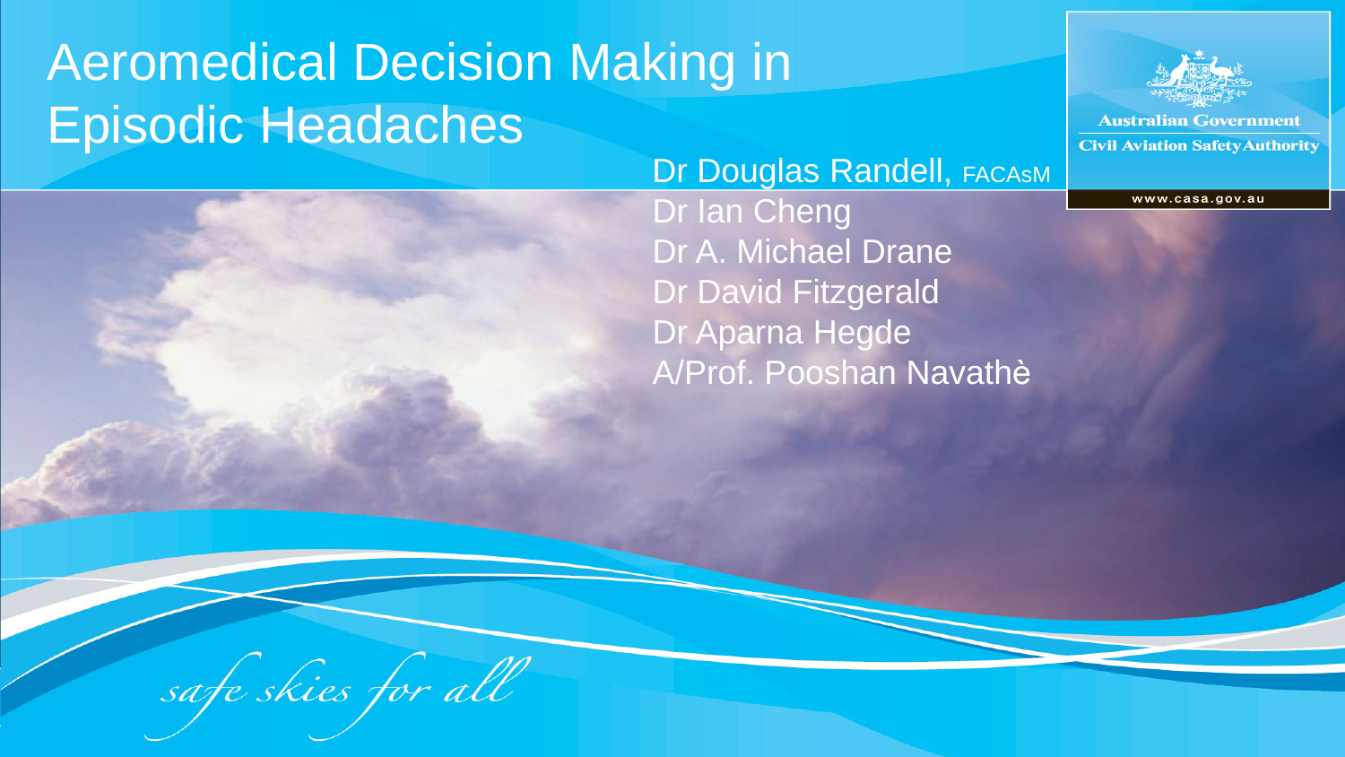# Aeromedical Decision Making in Episodic Headaches

Dr Douglas Randell, FACAsM
Dr Ian Cheng
Dr A. Michael Drane
Dr David Fitzgerald
Dr Aparna Hegde
A/Prof. Pooshan Navathè

Australian Government
Civil Aviation Safety Authority

www.casa.gov.au

*safe skies for all*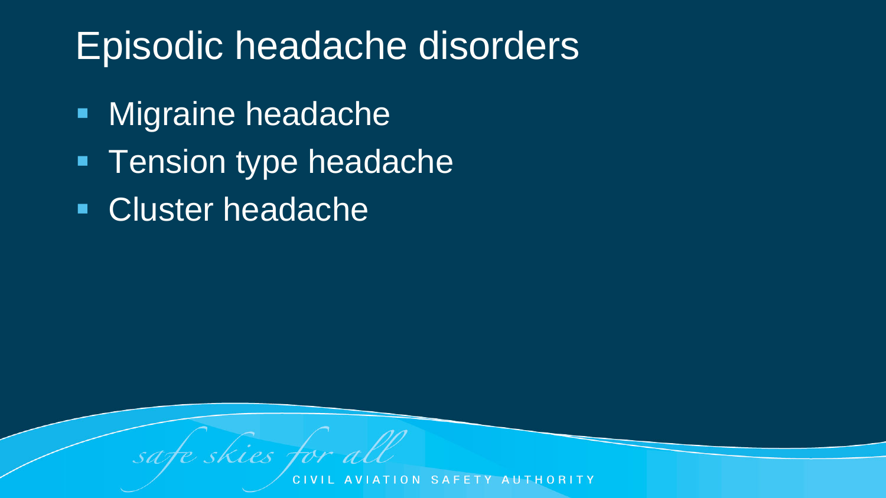# Episodic headache disorders

- Migraine headache
- Tension type headache
- Cluster headache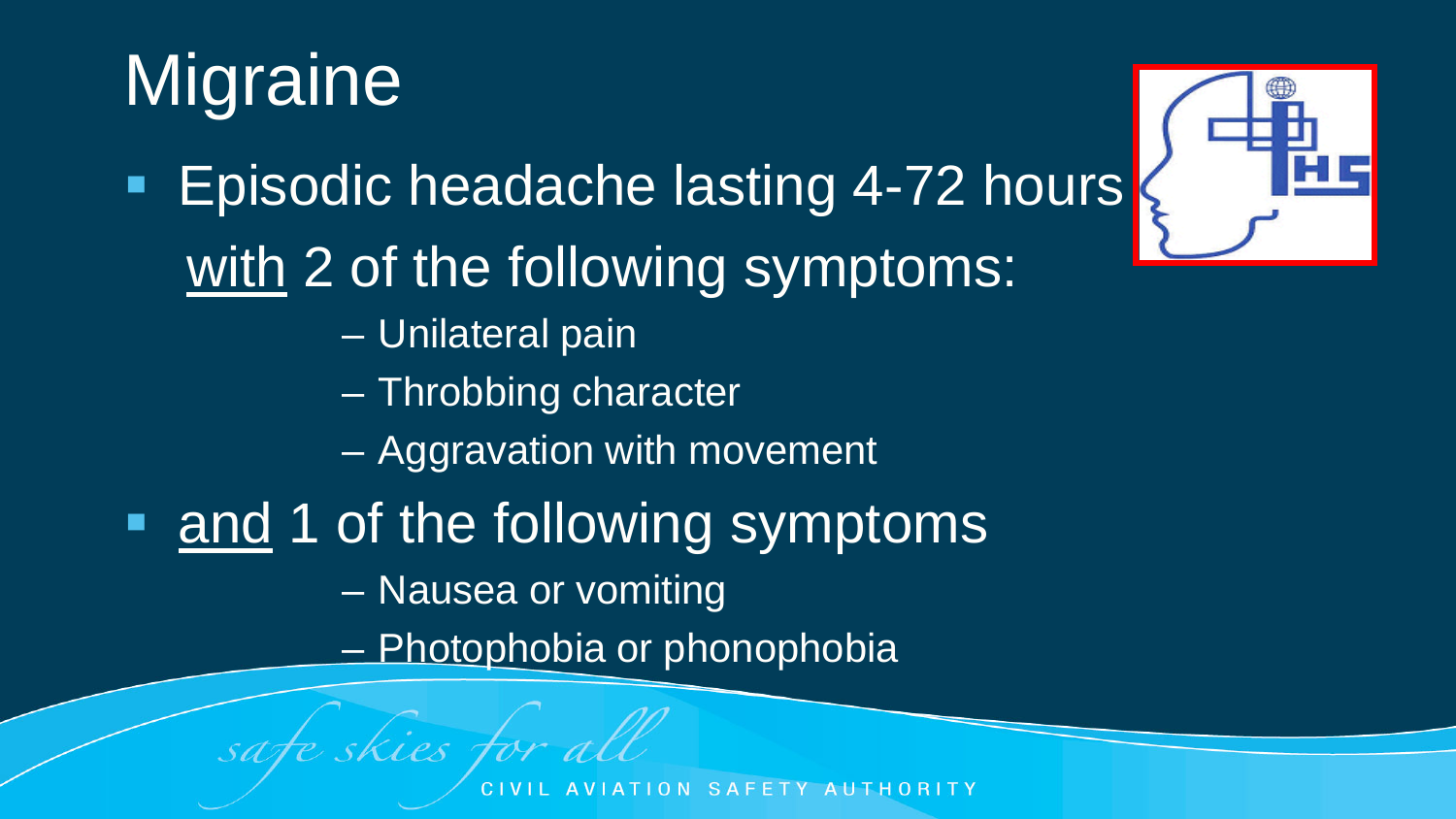# Migraine

- Episodic headache lasting 4-72 hours with 2 of the following symptoms:
  - Unilateral pain
  - Throbbing character
  - Aggravation with movement
- and 1 of the following symptoms
  - Nausea or vomiting
  - Photophobia or phonophobia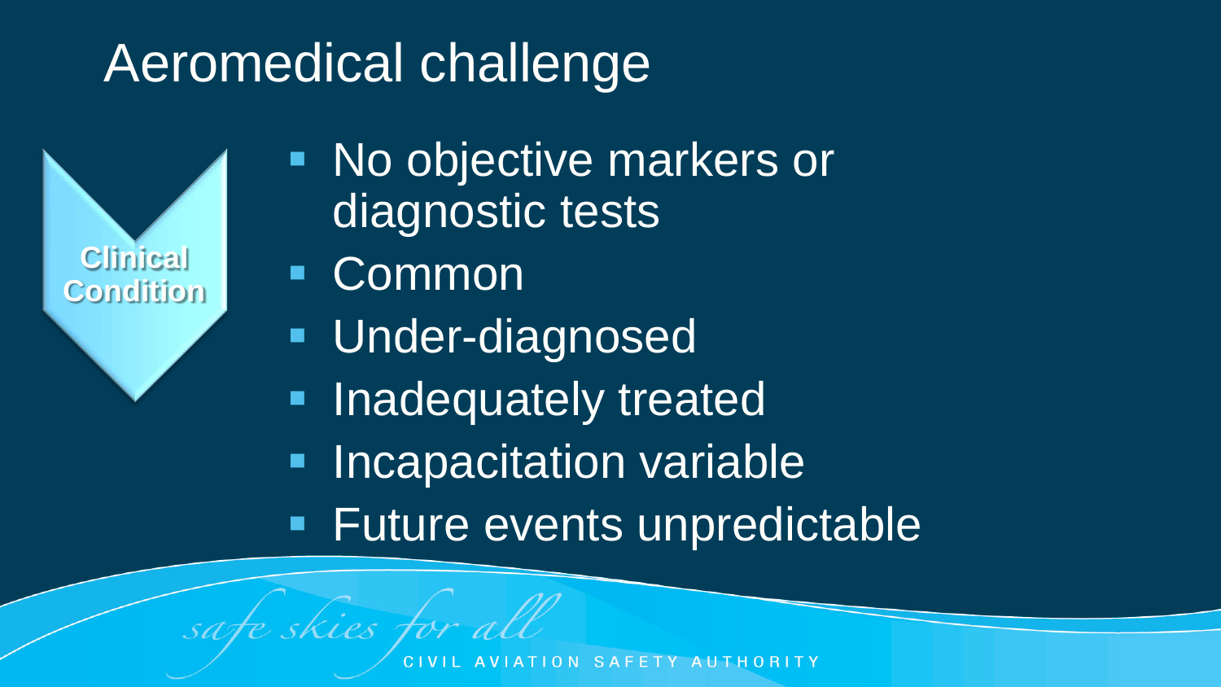# Aeromedical challenge

**Clinical Condition**

- No objective markers or diagnostic tests
- Common
- Under-diagnosed
- Inadequately treated
- Incapacitation variable
- Future events unpredictable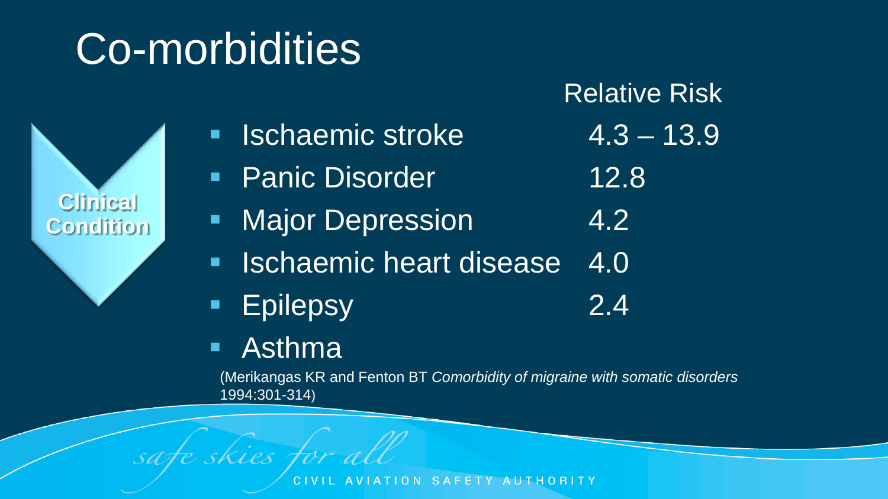# Co-morbidities

**Clinical Condition**

| Condition | Relative Risk |
|---|---|
| Ischaemic stroke | 4.3 – 13.9 |
| Panic Disorder | 12.8 |
| Major Depression | 4.2 |
| Ischaemic heart disease | 4.0 |
| Epilepsy | 2.4 |
| Asthma | |

(Merikangas KR and Fenton BT *Comorbidity of migraine with somatic disorders* 1994:301-314)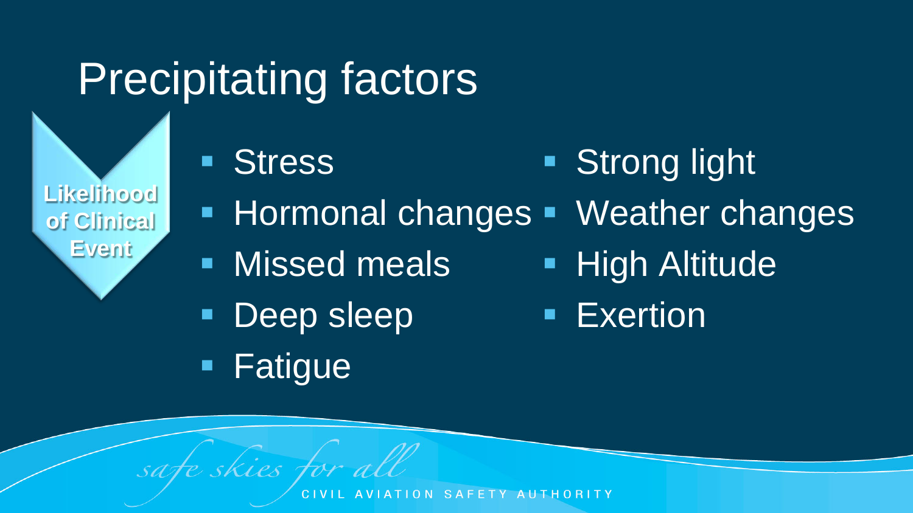# Precipitating factors

**Likelihood of Clinical Event**

- Stress
- Hormonal changes
- Missed meals
- Deep sleep
- Fatigue
- Strong light
- Weather changes
- High Altitude
- Exertion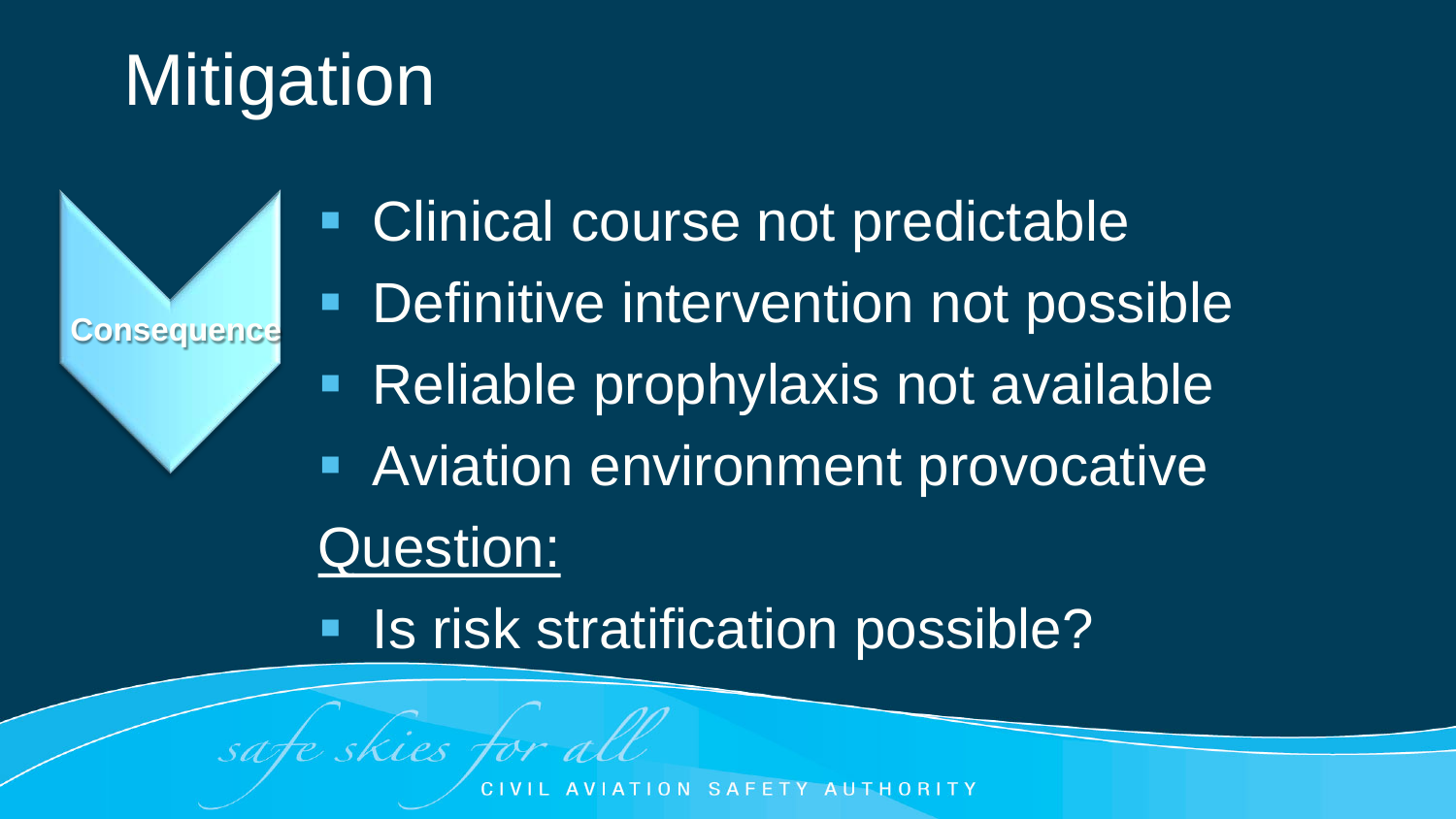# Mitigation

**Consequence**

- Clinical course not predictable
- Definitive intervention not possible
- Reliable prophylaxis not available
- Aviation environment provocative

Question:

- Is risk stratification possible?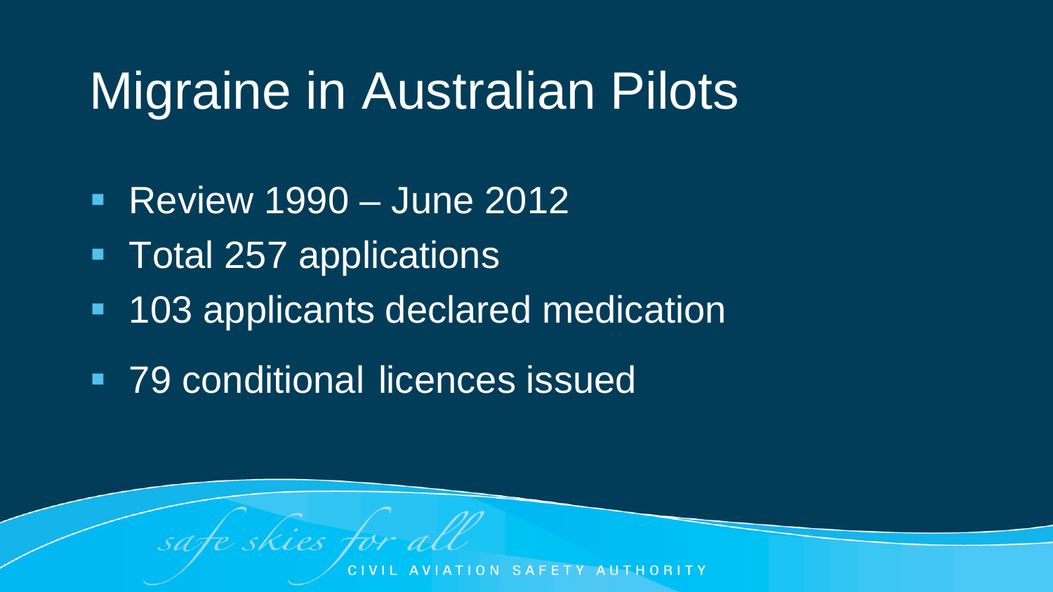# Migraine in Australian Pilots

- Review 1990 – June 2012
- Total 257 applications
- 103 applicants declared medication
- 79 conditional licences issued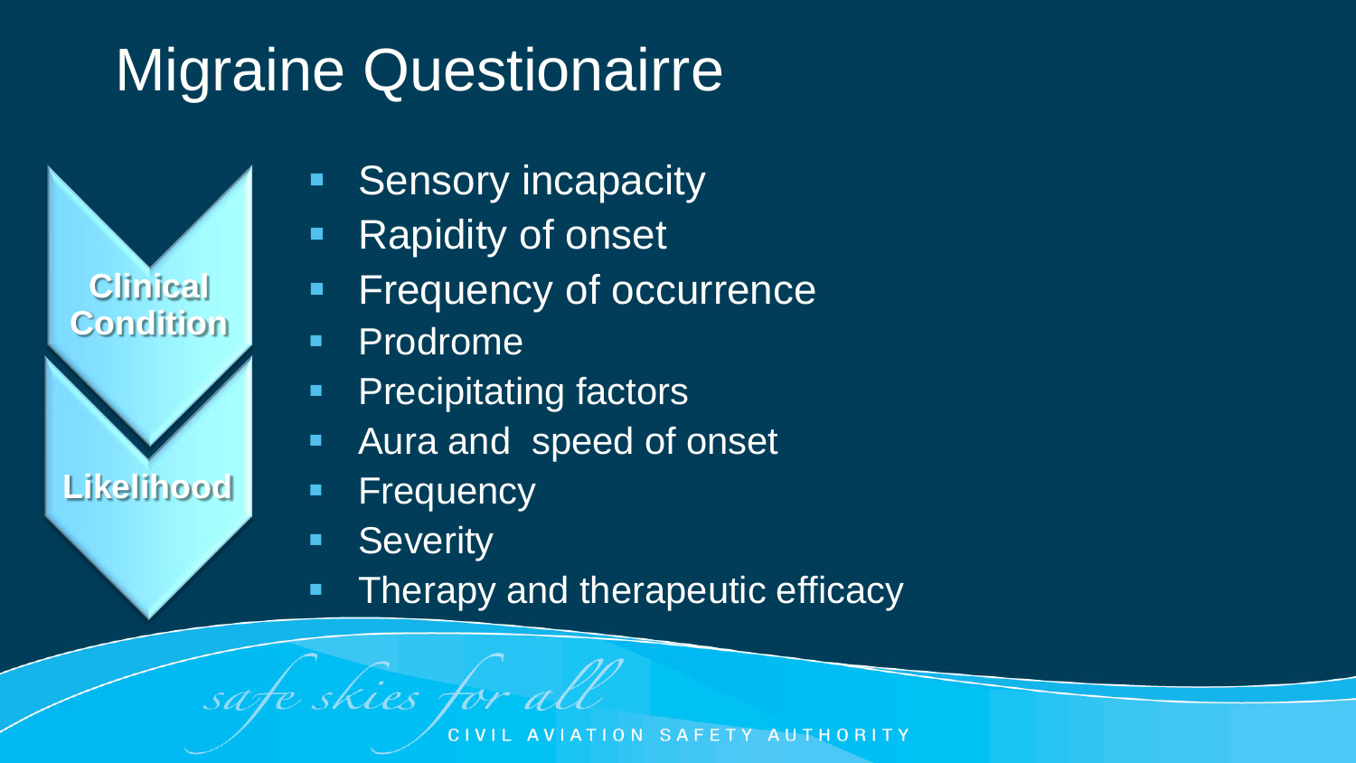# Migraine Questionairre

**Clinical Condition**

**Likelihood**

- Sensory incapacity
- Rapidity of onset
- Frequency of occurrence
- Prodrome
- Precipitating factors
- Aura and speed of onset
- Frequency
- Severity
- Therapy and therapeutic efficacy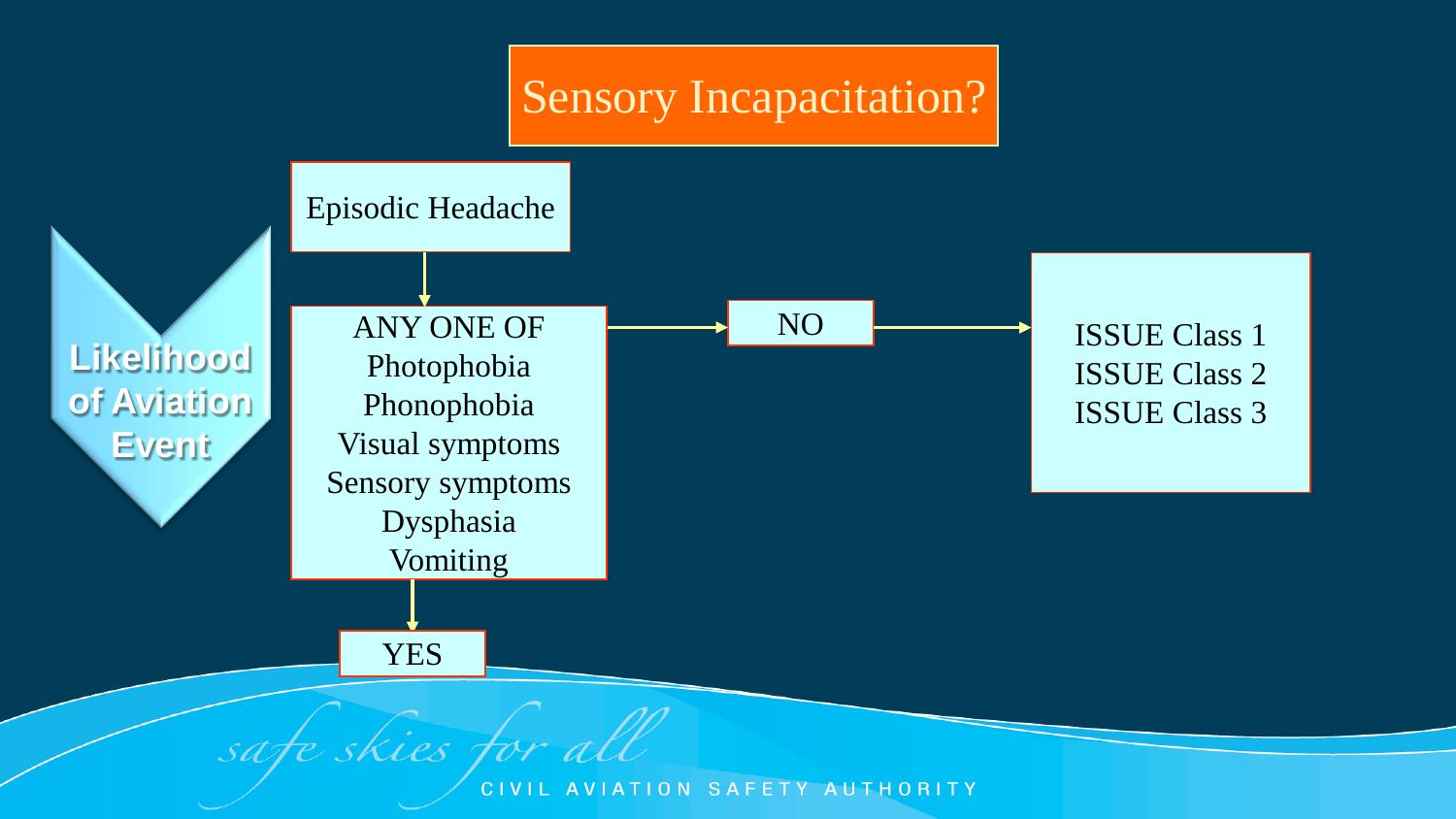# Sensory Incapacitation?

**Likelihood of Aviation Event**

Episodic Headache

ANY ONE OF
- Photophobia
- Phonophobia
- Visual symptoms
- Sensory symptoms
- Dysphasia
- Vomiting

NO → ISSUE Class 1, ISSUE Class 2, ISSUE Class 3

YES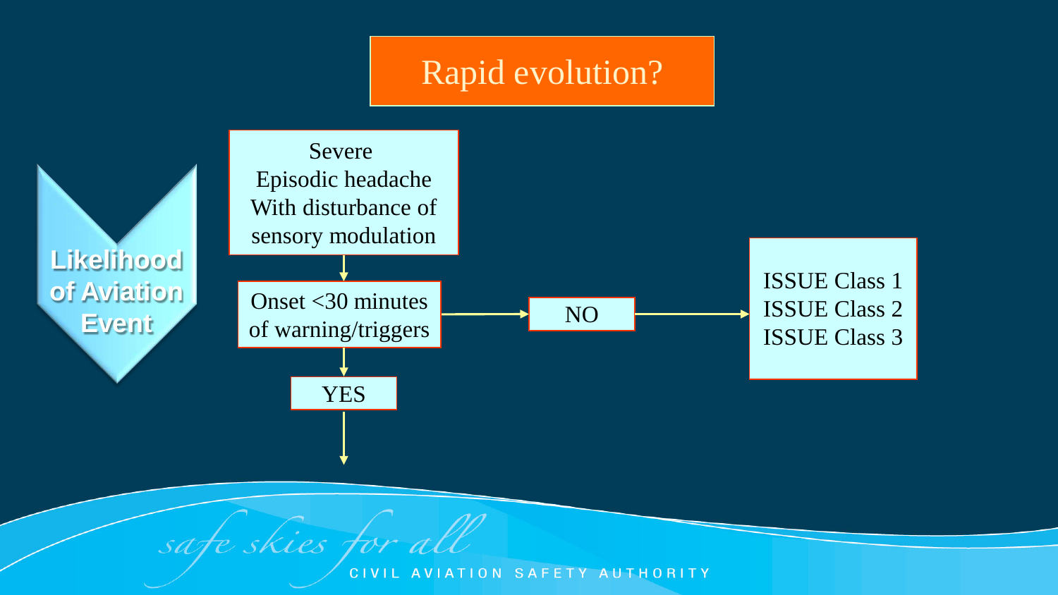# Rapid evolution?

**Likelihood of Aviation Event**

Severe
Episodic headache
With disturbance of
sensory modulation

↓

Onset <30 minutes of warning/triggers → NO → ISSUE Class 1
ISSUE Class 2
ISSUE Class 3

↓

YES

↓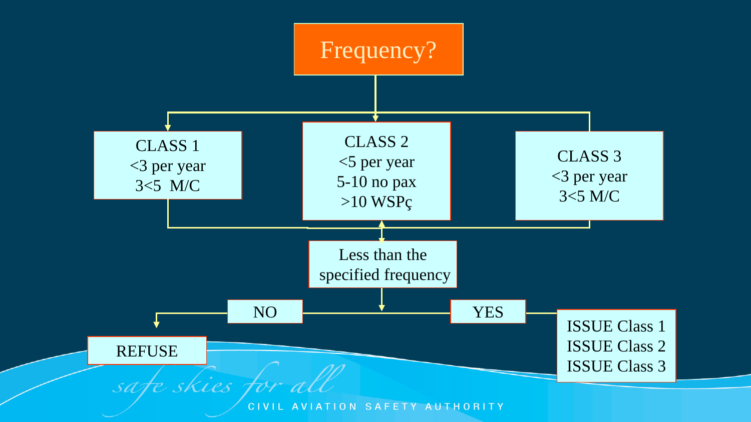# Frequency?

CLASS 1
<3 per year
3<5 M/C

CLASS 2
<5 per year
5-10 no pax
>10 WSPç

CLASS 3
<3 per year
3<5 M/C

Less than the specified frequency

NO → REFUSE

YES → ISSUE Class 1
ISSUE Class 2
ISSUE Class 3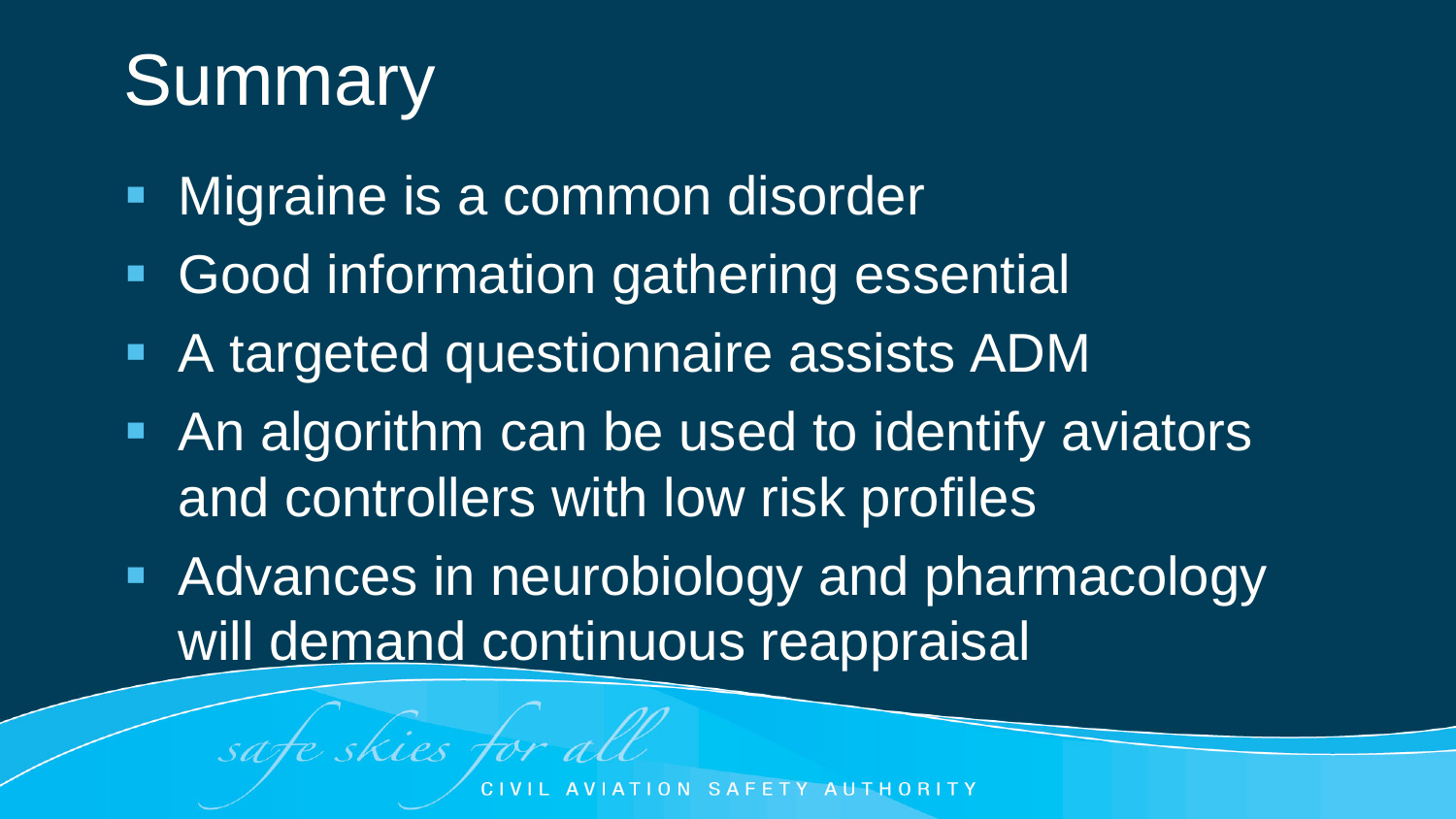# Summary

- Migraine is a common disorder
- Good information gathering essential
- A targeted questionnaire assists ADM
- An algorithm can be used to identify aviators and controllers with low risk profiles
- Advances in neurobiology and pharmacology will <u>demand</u> continuous reappraisal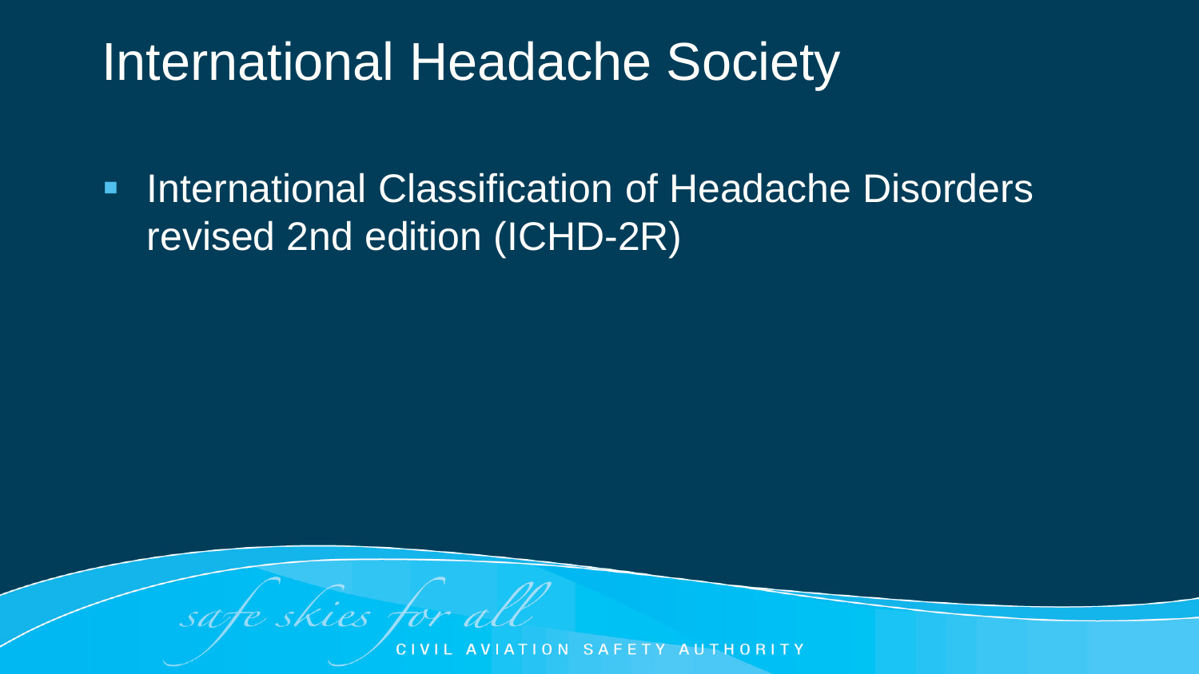# International Headache Society

- International Classification of Headache Disorders revised 2nd edition (ICHD-2R)